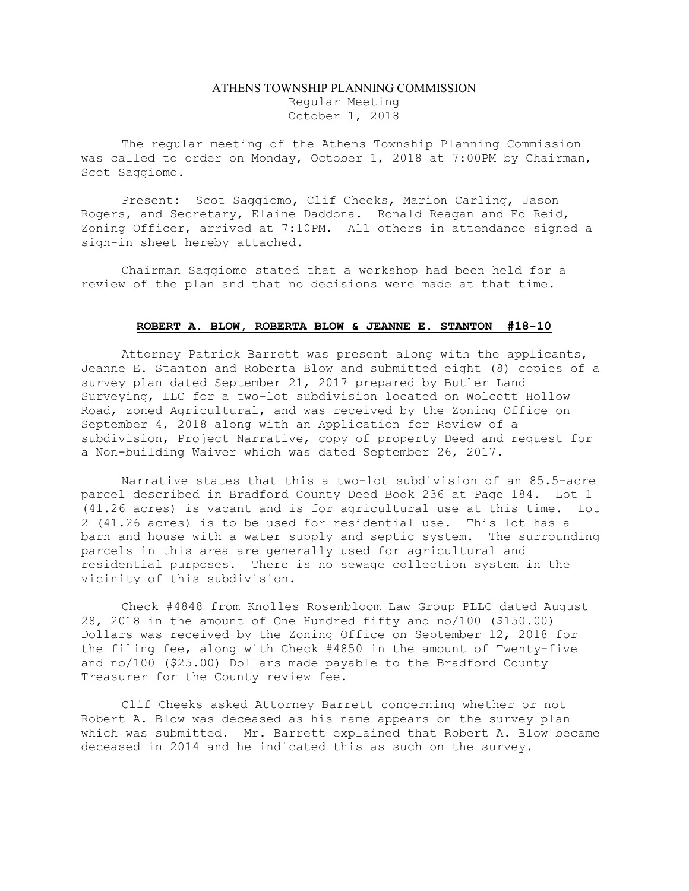# ATHENS TOWNSHIP PLANNING COMMISSION

Regular Meeting
October 1, 2018

The regular meeting of the Athens Township Planning Commission was called to order on Monday, October 1, 2018 at 7:00PM by Chairman, Scot Saggiomo.

Present: Scot Saggiomo, Clif Cheeks, Marion Carling, Jason Rogers, and Secretary, Elaine Daddona. Ronald Reagan and Ed Reid, Zoning Officer, arrived at 7:10PM. All others in attendance signed a sign-in sheet hereby attached.

Chairman Saggiomo stated that a workshop had been held for a review of the plan and that no decisions were made at that time.

## **ROBERT A. BLOW, ROBERTA BLOW & JEANNE E. STANTON #18-10**

Attorney Patrick Barrett was present along with the applicants, Jeanne E. Stanton and Roberta Blow and submitted eight (8) copies of a survey plan dated September 21, 2017 prepared by Butler Land Surveying, LLC for a two-lot subdivision located on Wolcott Hollow Road, zoned Agricultural, and was received by the Zoning Office on September 4, 2018 along with an Application for Review of a subdivision, Project Narrative, copy of property Deed and request for a Non-building Waiver which was dated September 26, 2017.

Narrative states that this a two-lot subdivision of an 85.5-acre parcel described in Bradford County Deed Book 236 at Page 184. Lot 1 (41.26 acres) is vacant and is for agricultural use at this time. Lot 2 (41.26 acres) is to be used for residential use. This lot has a barn and house with a water supply and septic system. The surrounding parcels in this area are generally used for agricultural and residential purposes. There is no sewage collection system in the vicinity of this subdivision.

Check #4848 from Knolles Rosenbloom Law Group PLLC dated August 28, 2018 in the amount of One Hundred fifty and no/100 ($150.00) Dollars was received by the Zoning Office on September 12, 2018 for the filing fee, along with Check #4850 in the amount of Twenty-five and no/100 ($25.00) Dollars made payable to the Bradford County Treasurer for the County review fee.

Clif Cheeks asked Attorney Barrett concerning whether or not Robert A. Blow was deceased as his name appears on the survey plan which was submitted. Mr. Barrett explained that Robert A. Blow became deceased in 2014 and he indicated this as such on the survey.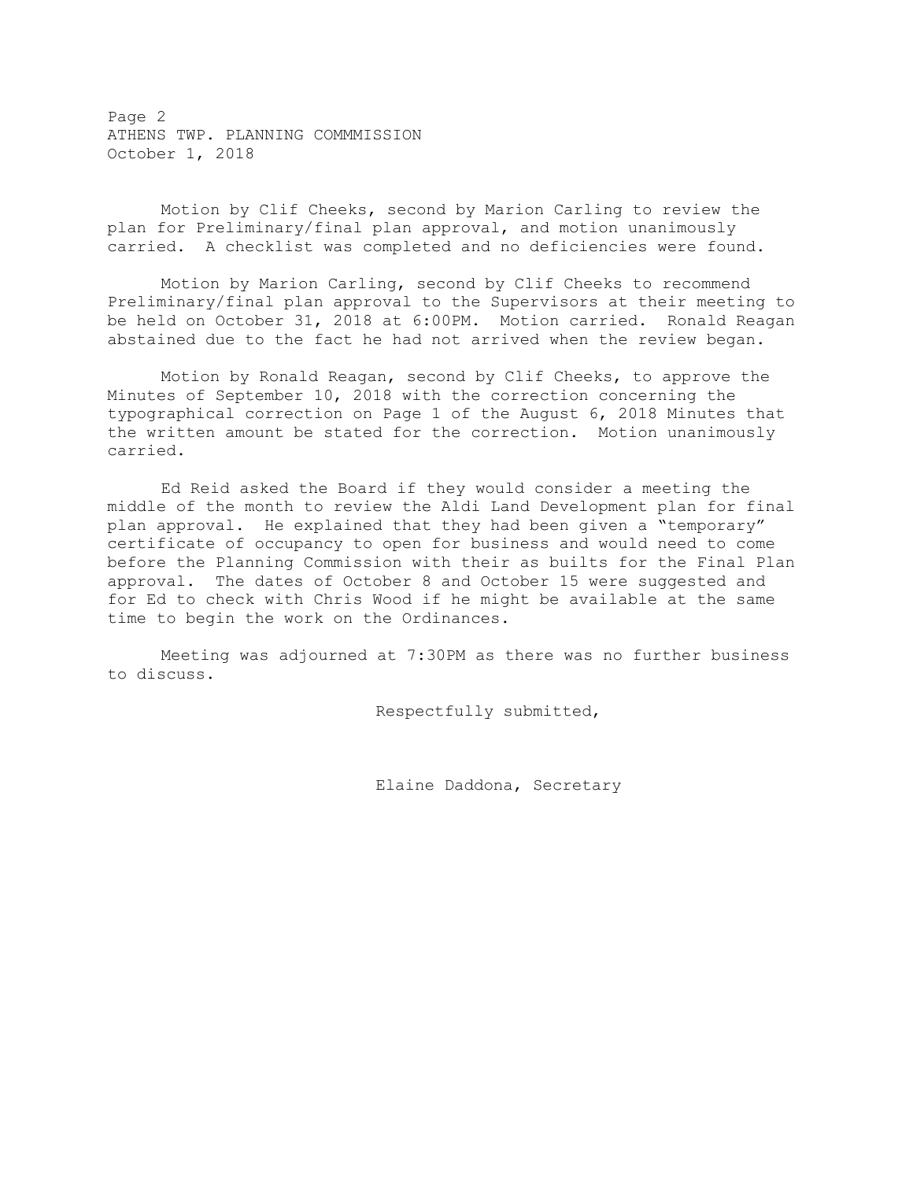Motion by Clif Cheeks, second by Marion Carling to review the plan for Preliminary/final plan approval, and motion unanimously carried. A checklist was completed and no deficiencies were found.

Motion by Marion Carling, second by Clif Cheeks to recommend Preliminary/final plan approval to the Supervisors at their meeting to be held on October 31, 2018 at 6:00PM. Motion carried. Ronald Reagan abstained due to the fact he had not arrived when the review began.

Motion by Ronald Reagan, second by Clif Cheeks, to approve the Minutes of September 10, 2018 with the correction concerning the typographical correction on Page 1 of the August 6, 2018 Minutes that the written amount be stated for the correction. Motion unanimously carried.

Ed Reid asked the Board if they would consider a meeting the middle of the month to review the Aldi Land Development plan for final plan approval. He explained that they had been given a "temporary" certificate of occupancy to open for business and would need to come before the Planning Commission with their as builts for the Final Plan approval. The dates of October 8 and October 15 were suggested and for Ed to check with Chris Wood if he might be available at the same time to begin the work on the Ordinances.

Meeting was adjourned at 7:30PM as there was no further business to discuss.

Respectfully submitted,

Elaine Daddona, Secretary